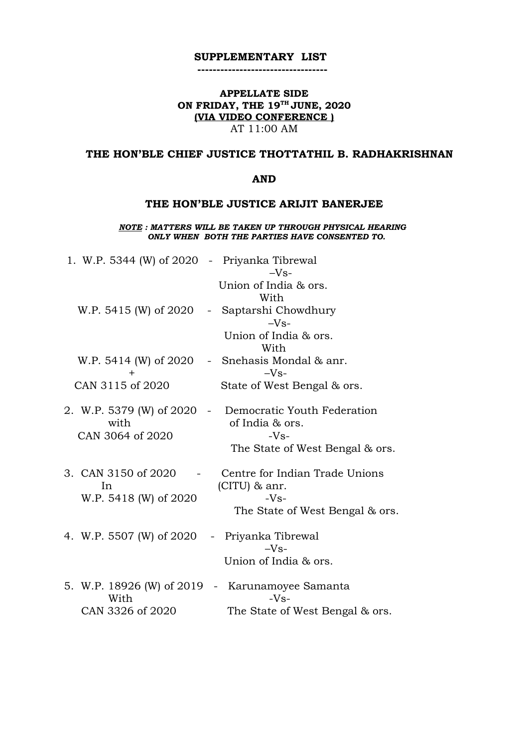**SUPPLEMENTARY LIST**

**---------------------------------**

**APPELLATE SIDE**

**ON FRIDAY, THE 19TH JUNE, 2020**

**(VIA VIDEO CONFERENCE )**

AT 11:00 AM

**THE HON'BLE CHIEF JUSTICE THOTTATHIL B. RADHAKRISHNAN**

**AND**

**THE HON'BLE JUSTICE ARIJIT BANERJEE**

***NOTE : MATTERS WILL BE TAKEN UP THROUGH PHYSICAL HEARING ONLY WHEN BOTH THE PARTIES HAVE CONSENTED TO.***

1. W.P. 5344 (W) of 2020 - Priyanka Tibrewal
   –Vs-
   Union of India & ors.
   With
   W.P. 5415 (W) of 2020 - Saptarshi Chowdhury
   –Vs-
   Union of India & ors.
   With
   W.P. 5414 (W) of 2020 + CAN 3115 of 2020 - Snehasis Mondal & anr.
   –Vs-
   State of West Bengal & ors.

2. W.P. 5379 (W) of 2020 with CAN 3064 of 2020 - Democratic Youth Federation of India & ors.
   -Vs-
   The State of West Bengal & ors.

3. CAN 3150 of 2020 In W.P. 5418 (W) of 2020 - Centre for Indian Trade Unions (CITU) & anr.
   -Vs-
   The State of West Bengal & ors.

4. W.P. 5507 (W) of 2020 - Priyanka Tibrewal
   –Vs-
   Union of India & ors.

5. W.P. 18926 (W) of 2019 With CAN 3326 of 2020 - Karunamoyee Samanta
   -Vs-
   The State of West Bengal & ors.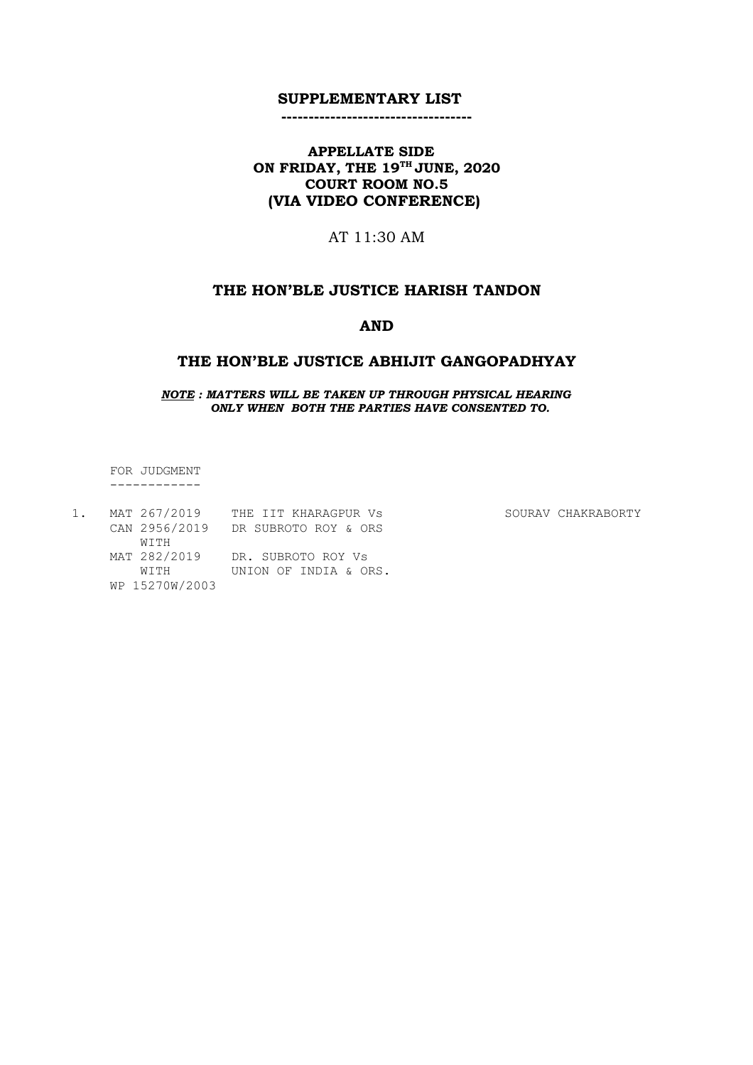## SUPPLEMENTARY LIST

-----------------------------------

**APPELLATE SIDE**
**ON FRIDAY, THE 19TH JUNE, 2020**
**COURT ROOM NO.5**
**(VIA VIDEO CONFERENCE)**

AT 11:30 AM

### THE HON'BLE JUSTICE HARISH TANDON

### AND

### THE HON'BLE JUSTICE ABHIJIT GANGOPADHYAY

***NOTE : MATTERS WILL BE TAKEN UP THROUGH PHYSICAL HEARING ONLY WHEN BOTH THE PARTIES HAVE CONSENTED TO.***

FOR JUDGMENT
------------

| | | | |
|---|---|---|---|
| 1. | MAT 267/2019 | THE IIT KHARAGPUR Vs | SOURAV CHAKRABORTY |
| | CAN 2956/2019 | DR SUBROTO ROY & ORS | |
| | WITH | | |
| | MAT 282/2019 | DR. SUBROTO ROY Vs | |
| | WITH | UNION OF INDIA & ORS. | |
| | WP 15270W/2003 | | |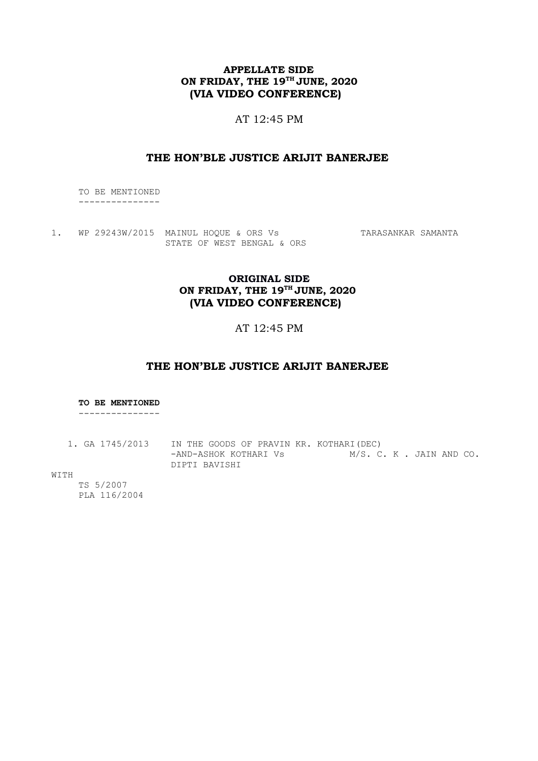**APPELLATE SIDE**
**ON FRIDAY, THE 19TH JUNE, 2020**
**(VIA VIDEO CONFERENCE)**

AT 12:45 PM

**THE HON'BLE JUSTICE ARIJIT BANERJEE**

TO BE MENTIONED
---------------

1. WP 29243W/2015 MAINUL HOQUE & ORS Vs STATE OF WEST BENGAL & ORS — TARASANKAR SAMANTA

**ORIGINAL SIDE**
**ON FRIDAY, THE 19TH JUNE, 2020**
**(VIA VIDEO CONFERENCE)**

AT 12:45 PM

**THE HON'BLE JUSTICE ARIJIT BANERJEE**

**TO BE MENTIONED**
---------------

1. GA 1745/2013 IN THE GOODS OF PRAVIN KR. KOTHARI(DEC) -AND-ASHOK KOTHARI Vs DIPTI BAVISHI — M/S. C. K . JAIN AND CO.

WITH
TS 5/2007
PLA 116/2004